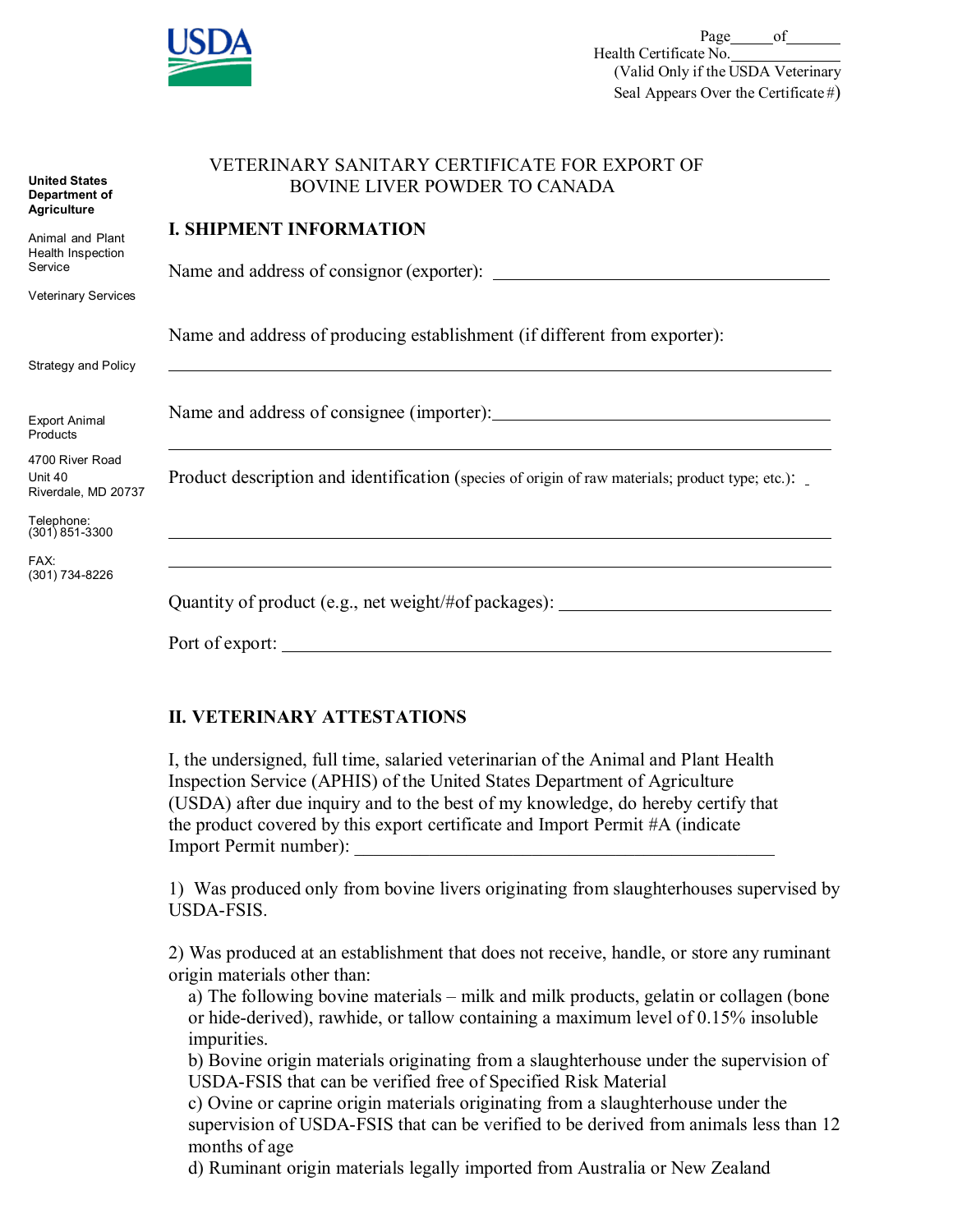Page\_\_\_\_\_of\_\_\_\_\_\_
Health Certificate No.\_\_\_\_\_\_\_\_\_\_\_\_\_\_
(Valid Only if the USDA Veterinary Seal Appears Over the Certificate #)

**United States Department of Agriculture**

Animal and Plant Health Inspection Service

Veterinary Services

Strategy and Policy

Export Animal Products

4700 River Road
Unit 40
Riverdale, MD 20737

Telephone:
(301) 851-3300

FAX:
(301) 734-8226

# VETERINARY SANITARY CERTIFICATE FOR EXPORT OF BOVINE LIVER POWDER TO CANADA

## I. SHIPMENT INFORMATION

Name and address of consignor (exporter): \_\_\_\_\_\_\_\_\_\_\_\_\_\_\_\_\_\_\_\_\_\_\_\_\_\_\_\_\_\_\_\_\_\_\_\_\_\_\_\_

Name and address of producing establishment (if different from exporter):

\_\_\_\_\_\_\_\_\_\_\_\_\_\_\_\_\_\_\_\_\_\_\_\_\_\_\_\_\_\_\_\_\_\_\_\_\_\_\_\_\_\_\_\_\_\_\_\_\_\_\_\_\_\_\_\_\_\_\_\_\_\_\_\_\_\_\_\_\_\_\_\_\_\_\_\_

Name and address of consignee (importer):\_\_\_\_\_\_\_\_\_\_\_\_\_\_\_\_\_\_\_\_\_\_\_\_\_\_\_\_\_\_\_\_\_\_\_\_\_\_\_\_

\_\_\_\_\_\_\_\_\_\_\_\_\_\_\_\_\_\_\_\_\_\_\_\_\_\_\_\_\_\_\_\_\_\_\_\_\_\_\_\_\_\_\_\_\_\_\_\_\_\_\_\_\_\_\_\_\_\_\_\_\_\_\_\_\_\_\_\_\_\_\_\_\_\_\_\_

Product description and identification (species of origin of raw materials; product type; etc.): \_

\_\_\_\_\_\_\_\_\_\_\_\_\_\_\_\_\_\_\_\_\_\_\_\_\_\_\_\_\_\_\_\_\_\_\_\_\_\_\_\_\_\_\_\_\_\_\_\_\_\_\_\_\_\_\_\_\_\_\_\_\_\_\_\_\_\_\_\_\_\_\_\_\_\_\_\_

\_\_\_\_\_\_\_\_\_\_\_\_\_\_\_\_\_\_\_\_\_\_\_\_\_\_\_\_\_\_\_\_\_\_\_\_\_\_\_\_\_\_\_\_\_\_\_\_\_\_\_\_\_\_\_\_\_\_\_\_\_\_\_\_\_\_\_\_\_\_\_\_\_\_\_\_

Quantity of product (e.g., net weight/#of packages): \_\_\_\_\_\_\_\_\_\_\_\_\_\_\_\_\_\_\_\_\_\_\_\_\_\_\_\_\_\_

Port of export: \_\_\_\_\_\_\_\_\_\_\_\_\_\_\_\_\_\_\_\_\_\_\_\_\_\_\_\_\_\_\_\_\_\_\_\_\_\_\_\_\_\_\_\_\_\_\_\_\_\_\_\_\_\_\_\_\_\_\_\_\_\_\_\_

## II. VETERINARY ATTESTATIONS

I, the undersigned, full time, salaried veterinarian of the Animal and Plant Health Inspection Service (APHIS) of the United States Department of Agriculture (USDA) after due inquiry and to the best of my knowledge, do hereby certify that the product covered by this export certificate and Import Permit #A (indicate Import Permit number): \_\_\_\_\_\_\_\_\_\_\_\_\_\_\_\_\_\_\_\_\_\_\_\_\_\_\_\_\_\_\_\_\_\_\_\_\_\_\_\_\_\_\_\_\_\_

1) Was produced only from bovine livers originating from slaughterhouses supervised by USDA-FSIS.

2) Was produced at an establishment that does not receive, handle, or store any ruminant origin materials other than:

a) The following bovine materials – milk and milk products, gelatin or collagen (bone or hide-derived), rawhide, or tallow containing a maximum level of 0.15% insoluble impurities.
b) Bovine origin materials originating from a slaughterhouse under the supervision of USDA-FSIS that can be verified free of Specified Risk Material
c) Ovine or caprine origin materials originating from a slaughterhouse under the supervision of USDA-FSIS that can be verified to be derived from animals less than 12 months of age
d) Ruminant origin materials legally imported from Australia or New Zealand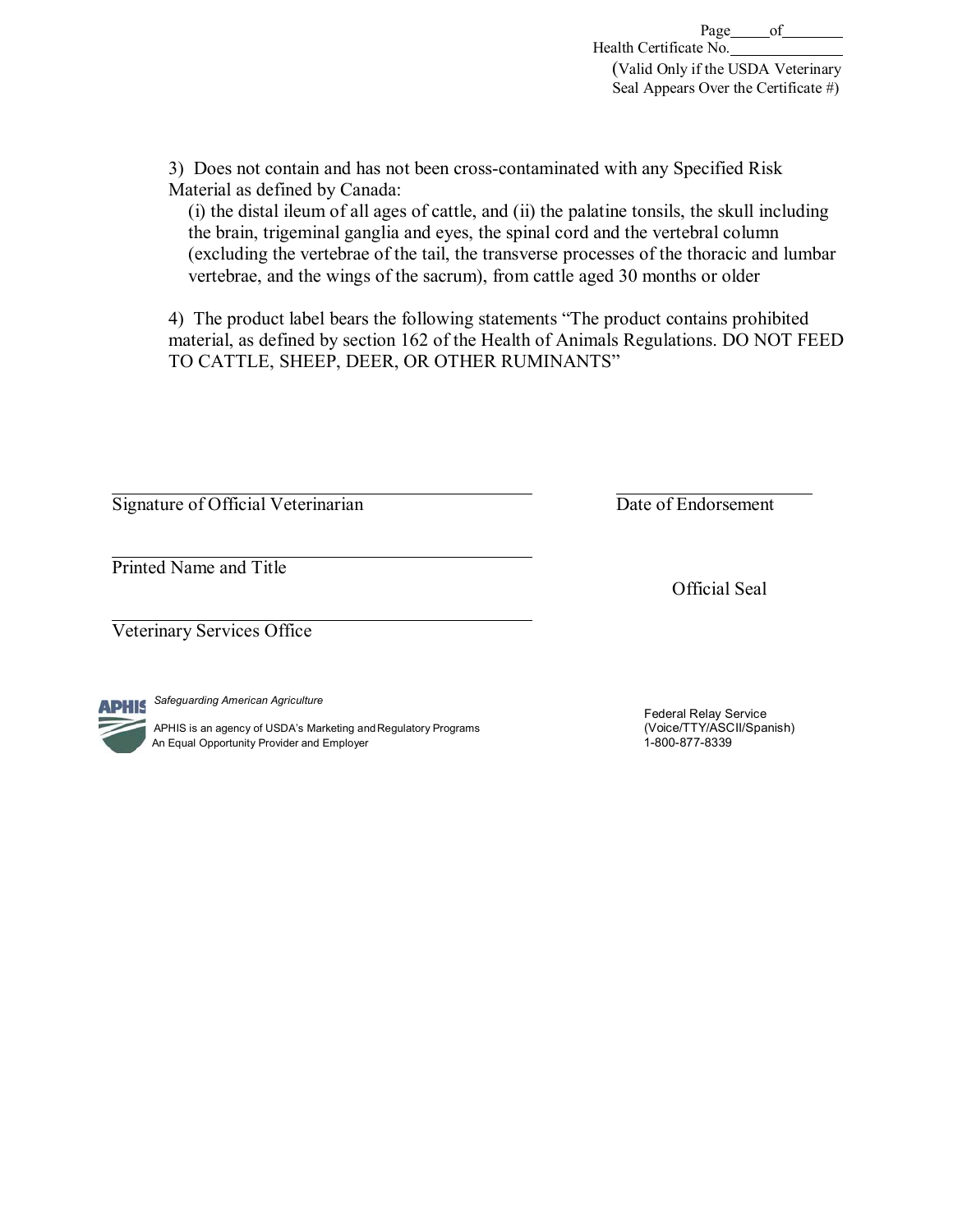Page\_\_\_\_\_of\_\_\_\_\_\_\_\_
Health Certificate No.\_\_\_\_\_\_\_\_\_\_\_\_\_\_
(Valid Only if the USDA Veterinary Seal Appears Over the Certificate #)

3) Does not contain and has not been cross-contaminated with any Specified Risk Material as defined by Canada:

(i) the distal ileum of all ages of cattle, and (ii) the palatine tonsils, the skull including the brain, trigeminal ganglia and eyes, the spinal cord and the vertebral column (excluding the vertebrae of the tail, the transverse processes of the thoracic and lumbar vertebrae, and the wings of the sacrum), from cattle aged 30 months or older

4) The product label bears the following statements "The product contains prohibited material, as defined by section 162 of the Health of Animals Regulations. DO NOT FEED TO CATTLE, SHEEP, DEER, OR OTHER RUMINANTS"

\_\_\_\_\_\_\_\_\_\_\_\_\_\_\_\_\_\_\_\_\_\_\_\_\_\_\_\_\_\_\_\_\_\_\_\_\_\_\_\_
Signature of Official Veterinarian

\_\_\_\_\_\_\_\_\_\_\_\_\_\_\_\_\_\_\_\_
Date of Endorsement

\_\_\_\_\_\_\_\_\_\_\_\_\_\_\_\_\_\_\_\_\_\_\_\_\_\_\_\_\_\_\_\_\_\_\_\_\_\_\_\_
Printed Name and Title

Official Seal

\_\_\_\_\_\_\_\_\_\_\_\_\_\_\_\_\_\_\_\_\_\_\_\_\_\_\_\_\_\_\_\_\_\_\_\_\_\_\_\_
Veterinary Services Office

APHIS *Safeguarding American Agriculture*

APHIS is an agency of USDA's Marketing and Regulatory Programs
An Equal Opportunity Provider and Employer

Federal Relay Service
(Voice/TTY/ASCII/Spanish)
1-800-877-8339